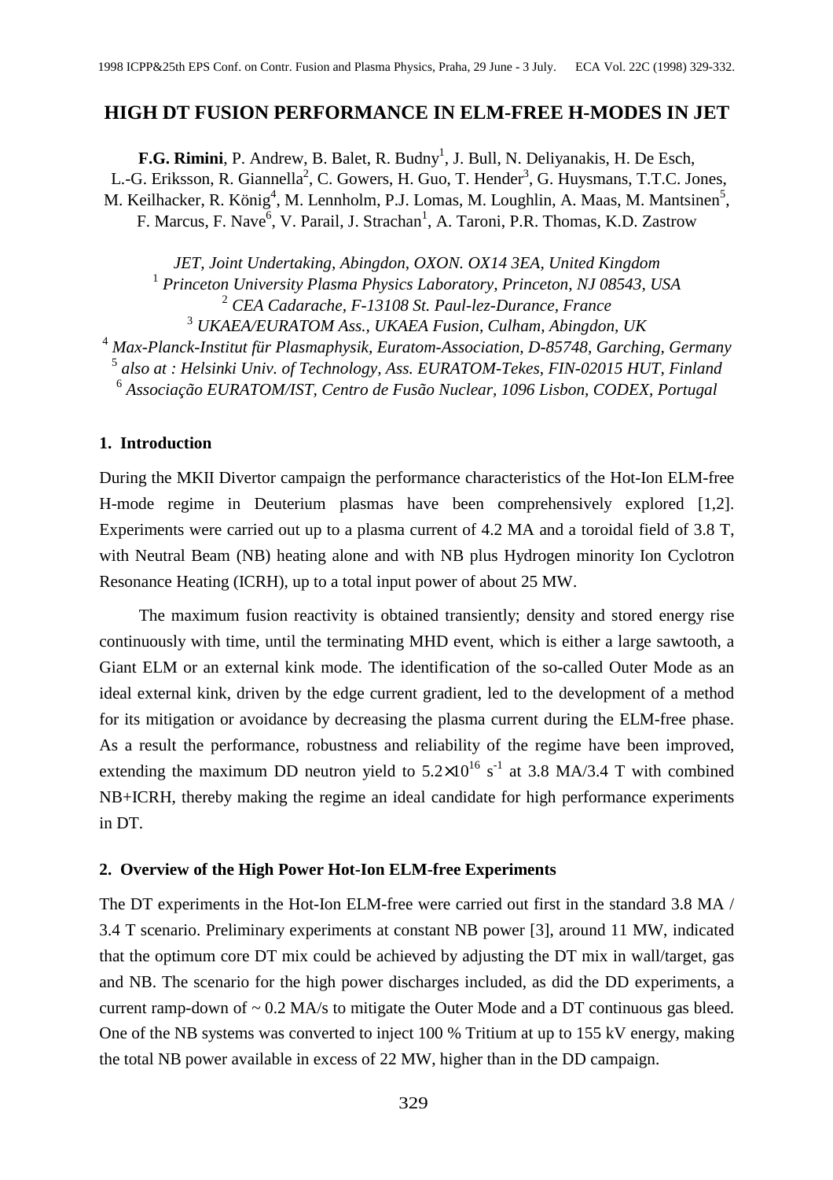# HIGH DT FUSION PERFORMANCE IN ELM-FREE H-MODES IN JET

**F.G. Rimini**, P. Andrew, B. Balet, R. Budny[1], J. Bull, N. Deliyanakis, H. De Esch, L.-G. Eriksson, R. Giannella[2], C. Gowers, H. Guo, T. Hender[3], G. Huysmans, T.T.C. Jones, M. Keilhacker, R. König[4], M. Lennholm, P.J. Lomas, M. Loughlin, A. Maas, M. Mantsinen[5], F. Marcus, F. Nave[6], V. Parail, J. Strachan[1], A. Taroni, P.R. Thomas, K.D. Zastrow

*JET, Joint Undertaking, Abingdon, OXON. OX14 3EA, United Kingdom*
[1] *Princeton University Plasma Physics Laboratory, Princeton, NJ 08543, USA*
[2] *CEA Cadarache, F-13108 St. Paul-lez-Durance, France*
[3] *UKAEA/EURATOM Ass., UKAEA Fusion, Culham, Abingdon, UK*
[4] *Max-Planck-Institut für Plasmaphysik, Euratom-Association, D-85748, Garching, Germany*
[5] *also at : Helsinki Univ. of Technology, Ass. EURATOM-Tekes, FIN-02015 HUT, Finland*
[6] *Associação EURATOM/IST, Centro de Fusão Nuclear, 1096 Lisbon, CODEX, Portugal*

## 1. Introduction

During the MKII Divertor campaign the performance characteristics of the Hot-Ion ELM-free H-mode regime in Deuterium plasmas have been comprehensively explored [1,2]. Experiments were carried out up to a plasma current of 4.2 MA and a toroidal field of 3.8 T, with Neutral Beam (NB) heating alone and with NB plus Hydrogen minority Ion Cyclotron Resonance Heating (ICRH), up to a total input power of about 25 MW.

The maximum fusion reactivity is obtained transiently; density and stored energy rise continuously with time, until the terminating MHD event, which is either a large sawtooth, a Giant ELM or an external kink mode. The identification of the so-called Outer Mode as an ideal external kink, driven by the edge current gradient, led to the development of a method for its mitigation or avoidance by decreasing the plasma current during the ELM-free phase. As a result the performance, robustness and reliability of the regime have been improved, extending the maximum DD neutron yield to $5.2\times10^{16}$ $s^{-1}$ at 3.8 MA/3.4 T with combined NB+ICRH, thereby making the regime an ideal candidate for high performance experiments in DT.

## 2. Overview of the High Power Hot-Ion ELM-free Experiments

The DT experiments in the Hot-Ion ELM-free were carried out first in the standard 3.8 MA / 3.4 T scenario. Preliminary experiments at constant NB power [3], around 11 MW, indicated that the optimum core DT mix could be achieved by adjusting the DT mix in wall/target, gas and NB. The scenario for the high power discharges included, as did the DD experiments, a current ramp-down of ~ 0.2 MA/s to mitigate the Outer Mode and a DT continuous gas bleed. One of the NB systems was converted to inject 100 % Tritium at up to 155 kV energy, making the total NB power available in excess of 22 MW, higher than in the DD campaign.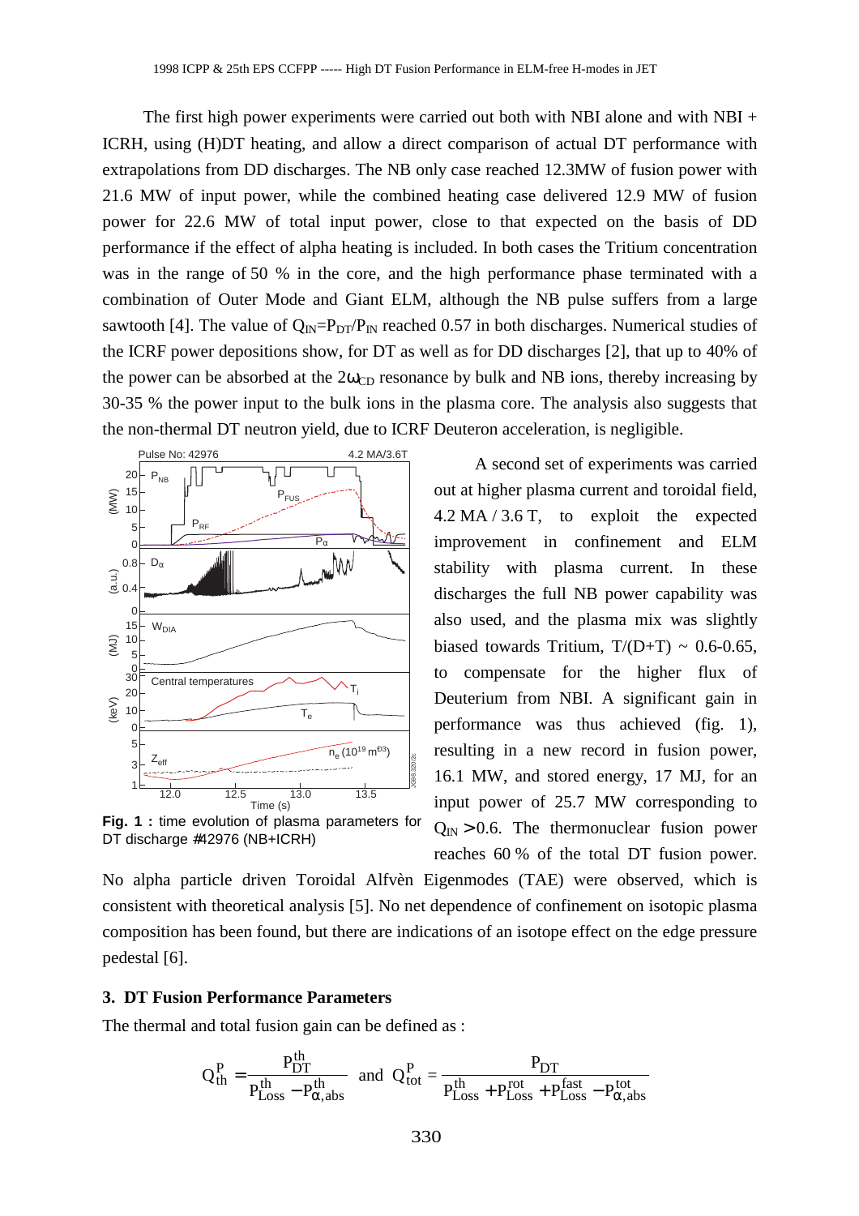The first high power experiments were carried out both with NBI alone and with NBI + ICRH, using (H)DT heating, and allow a direct comparison of actual DT performance with extrapolations from DD discharges. The NB only case reached 12.3MW of fusion power with 21.6 MW of input power, while the combined heating case delivered 12.9 MW of fusion power for 22.6 MW of total input power, close to that expected on the basis of DD performance if the effect of alpha heating is included. In both cases the Tritium concentration was in the range of 50 % in the core, and the high performance phase terminated with a combination of Outer Mode and Giant ELM, although the NB pulse suffers from a large sawtooth [4]. The value of $Q_{IN}=P_{DT}/P_{IN}$ reached 0.57 in both discharges. Numerical studies of the ICRF power depositions show, for DT as well as for DD discharges [2], that up to 40% of the power can be absorbed at the $2\omega_{CD}$ resonance by bulk and NB ions, thereby increasing by 30-35 % the power input to the bulk ions in the plasma core. The analysis also suggests that the non-thermal DT neutron yield, due to ICRF Deuteron acceleration, is negligible.

**Fig. 1 :** time evolution of plasma parameters for DT discharge #42976 (NB+ICRH)

A second set of experiments was carried out at higher plasma current and toroidal field, 4.2 MA / 3.6 T, to exploit the expected improvement in confinement and ELM stability with plasma current. In these discharges the full NB power capability was also used, and the plasma mix was slightly biased towards Tritium, T/(D+T) ~ 0.6-0.65, to compensate for the higher flux of Deuterium from NBI. A significant gain in performance was thus achieved (fig. 1), resulting in a new record in fusion power, 16.1 MW, and stored energy, 17 MJ, for an input power of 25.7 MW corresponding to $Q_{IN} > 0.6$. The thermonuclear fusion power reaches 60 % of the total DT fusion power. No alpha particle driven Toroidal Alfvèn Eigenmodes (TAE) were observed, which is consistent with theoretical analysis [5]. No net dependence of confinement on isotopic plasma composition has been found, but there are indications of an isotope effect on the edge pressure pedestal [6].

## 3. DT Fusion Performance Parameters

The thermal and total fusion gain can be defined as :

$$Q_{th}^{P} = \frac{P_{DT}^{th}}{P_{Loss}^{th} - P_{\alpha,abs}^{th}} \quad \text{and} \quad Q_{tot}^{P} = \frac{P_{DT}}{P_{Loss}^{th} + P_{Loss}^{rot} + P_{Loss}^{fast} - P_{\alpha,abs}^{tot}}$$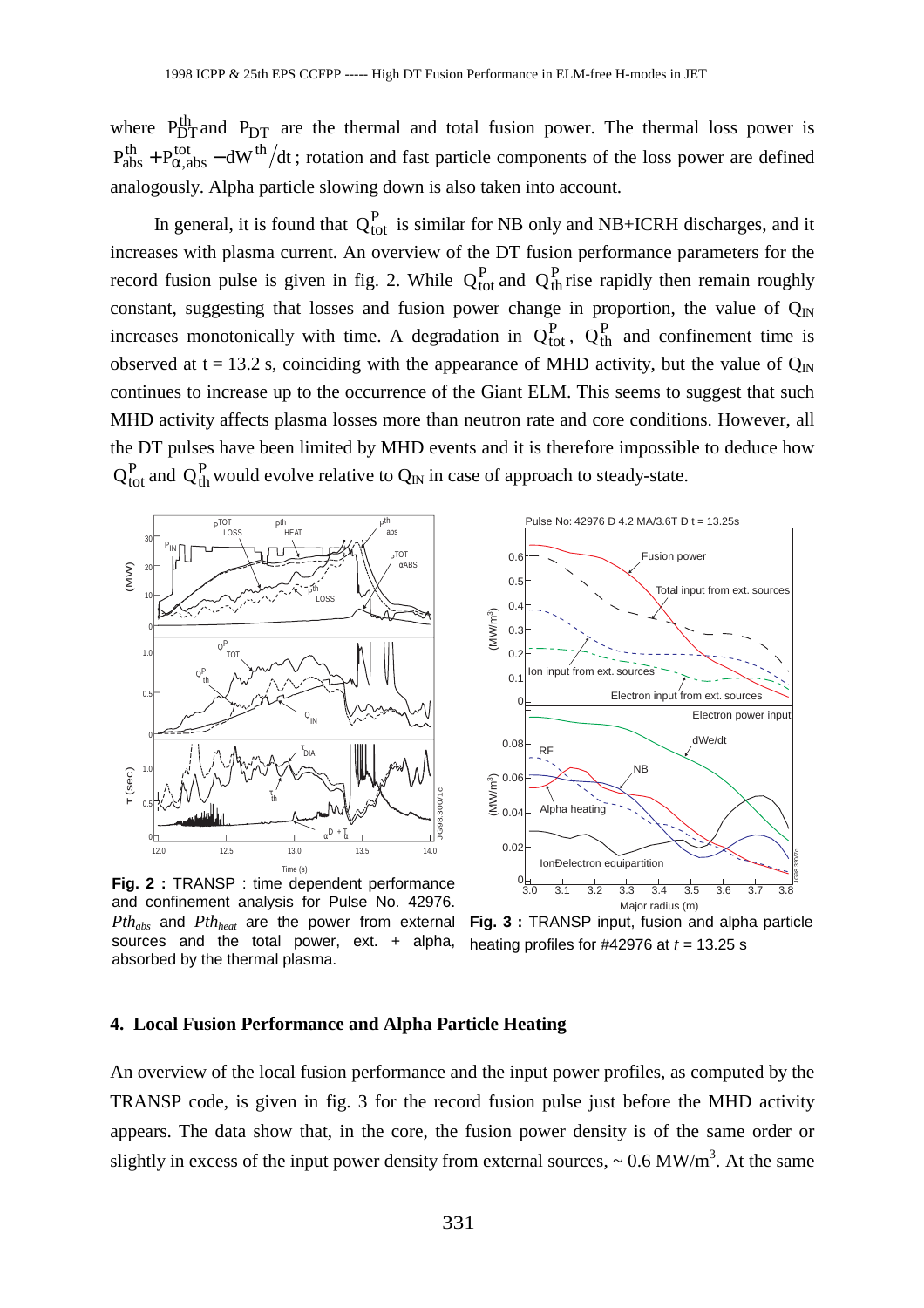where $P_{DT}^{th}$ and $P_{DT}$ are the thermal and total fusion power. The thermal loss power is $P_{abs}^{th} + P_{\alpha,abs}^{tot} - dW^{th}/dt$; rotation and fast particle components of the loss power are defined analogously. Alpha particle slowing down is also taken into account.

In general, it is found that $Q_{tot}^{P}$ is similar for NB only and NB+ICRH discharges, and it increases with plasma current. An overview of the DT fusion performance parameters for the record fusion pulse is given in fig. 2. While $Q_{tot}^{P}$ and $Q_{th}^{P}$ rise rapidly then remain roughly constant, suggesting that losses and fusion power change in proportion, the value of $Q_{IN}$ increases monotonically with time. A degradation in $Q_{tot}^{P}$, $Q_{th}^{P}$ and confinement time is observed at t = 13.2 s, coinciding with the appearance of MHD activity, but the value of $Q_{IN}$ continues to increase up to the occurrence of the Giant ELM. This seems to suggest that such MHD activity affects plasma losses more than neutron rate and core conditions. However, all the DT pulses have been limited by MHD events and it is therefore impossible to deduce how $Q_{tot}^{P}$ and $Q_{th}^{P}$ would evolve relative to $Q_{IN}$ in case of approach to steady-state.

**Fig. 2 :** TRANSP : time dependent performance and confinement analysis for Pulse No. 42976. $Pth_{abs}$ and $Pth_{heat}$ are the power from external sources and the total power, ext. + alpha, absorbed by the thermal plasma.

**Fig. 3 :** TRANSP input, fusion and alpha particle heating profiles for #42976 at $t$ = 13.25 s

## 4. Local Fusion Performance and Alpha Particle Heating

An overview of the local fusion performance and the input power profiles, as computed by the TRANSP code, is given in fig. 3 for the record fusion pulse just before the MHD activity appears. The data show that, in the core, the fusion power density is of the same order or slightly in excess of the input power density from external sources, ~ 0.6 MW/m$^3$. At the same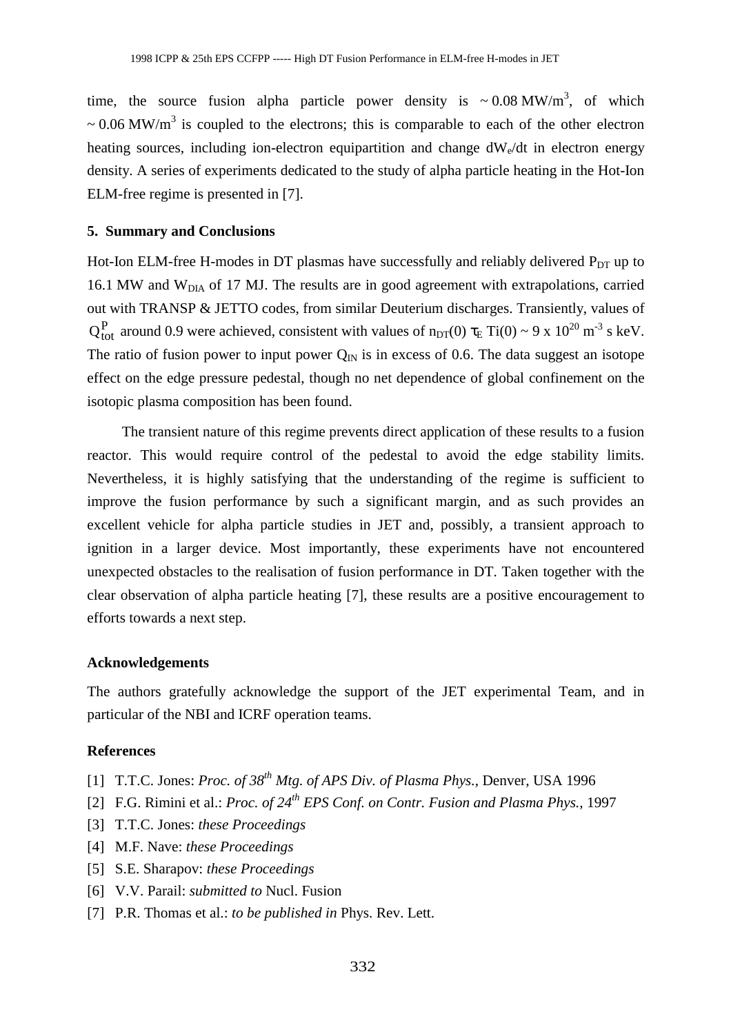time, the source fusion alpha particle power density is ~ 0.08 MW/m$^3$, of which ~ 0.06 MW/m$^3$ is coupled to the electrons; this is comparable to each of the other electron heating sources, including ion-electron equipartition and change $dW_e/dt$ in electron energy density. A series of experiments dedicated to the study of alpha particle heating in the Hot-Ion ELM-free regime is presented in [7].

## 5. Summary and Conclusions

Hot-Ion ELM-free H-modes in DT plasmas have successfully and reliably delivered $P_{DT}$ up to 16.1 MW and $W_{DIA}$ of 17 MJ. The results are in good agreement with extrapolations, carried out with TRANSP & JETTO codes, from similar Deuterium discharges. Transiently, values of $Q^{P}_{tot}$ around 0.9 were achieved, consistent with values of $n_{DT}(0)\ \tau_E\ T_i(0) \sim 9 \times 10^{20}$ m$^{-3}$ s keV. The ratio of fusion power to input power $Q_{IN}$ is in excess of 0.6. The data suggest an isotope effect on the edge pressure pedestal, though no net dependence of global confinement on the isotopic plasma composition has been found.

The transient nature of this regime prevents direct application of these results to a fusion reactor. This would require control of the pedestal to avoid the edge stability limits. Nevertheless, it is highly satisfying that the understanding of the regime is sufficient to improve the fusion performance by such a significant margin, and as such provides an excellent vehicle for alpha particle studies in JET and, possibly, a transient approach to ignition in a larger device. Most importantly, these experiments have not encountered unexpected obstacles to the realisation of fusion performance in DT. Taken together with the clear observation of alpha particle heating [7], these results are a positive encouragement to efforts towards a next step.

### Acknowledgements

The authors gratefully acknowledge the support of the JET experimental Team, and in particular of the NBI and ICRF operation teams.

### References

[1] T.T.C. Jones: *Proc. of 38th Mtg. of APS Div. of Plasma Phys.*, Denver, USA 1996

[2] F.G. Rimini et al.: *Proc. of 24th EPS Conf. on Contr. Fusion and Plasma Phys.*, 1997

[3] T.T.C. Jones: *these Proceedings*

[4] M.F. Nave: *these Proceedings*

[5] S.E. Sharapov: *these Proceedings*

[6] V.V. Parail: *submitted to* Nucl. Fusion

[7] P.R. Thomas et al.: *to be published in* Phys. Rev. Lett.